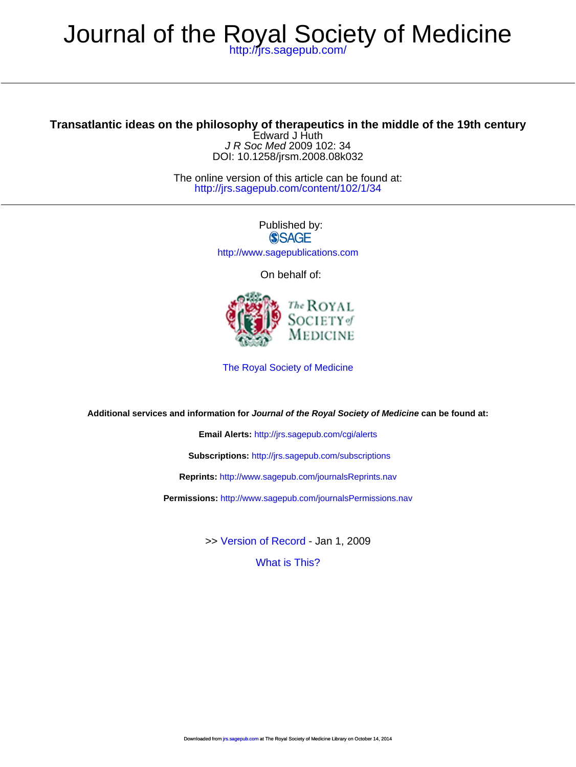# Journal of the Royal Society of Medicine

http://jrs.sagepub.com/

## Transatlantic ideas on the philosophy of therapeutics in the middle of the 19th century

Edward J Huth

*J R Soc Med* 2009 102: 34

DOI: 10.1258/jrsm.2008.08k032

The online version of this article can be found at:
http://jrs.sagepub.com/content/102/1/34

Published by:

SAGE

http://www.sagepublications.com

On behalf of:

The Royal Society of Medicine

The Royal Society of Medicine

**Additional services and information for *Journal of the Royal Society of Medicine* can be found at:**

**Email Alerts:** http://jrs.sagepub.com/cgi/alerts

**Subscriptions:** http://jrs.sagepub.com/subscriptions

**Reprints:** http://www.sagepub.com/journalsReprints.nav

**Permissions:** http://www.sagepub.com/journalsPermissions.nav

>> Version of Record - Jan 1, 2009

What is This?

Downloaded from jrs.sagepub.com at The Royal Society of Medicine Library on October 14, 2014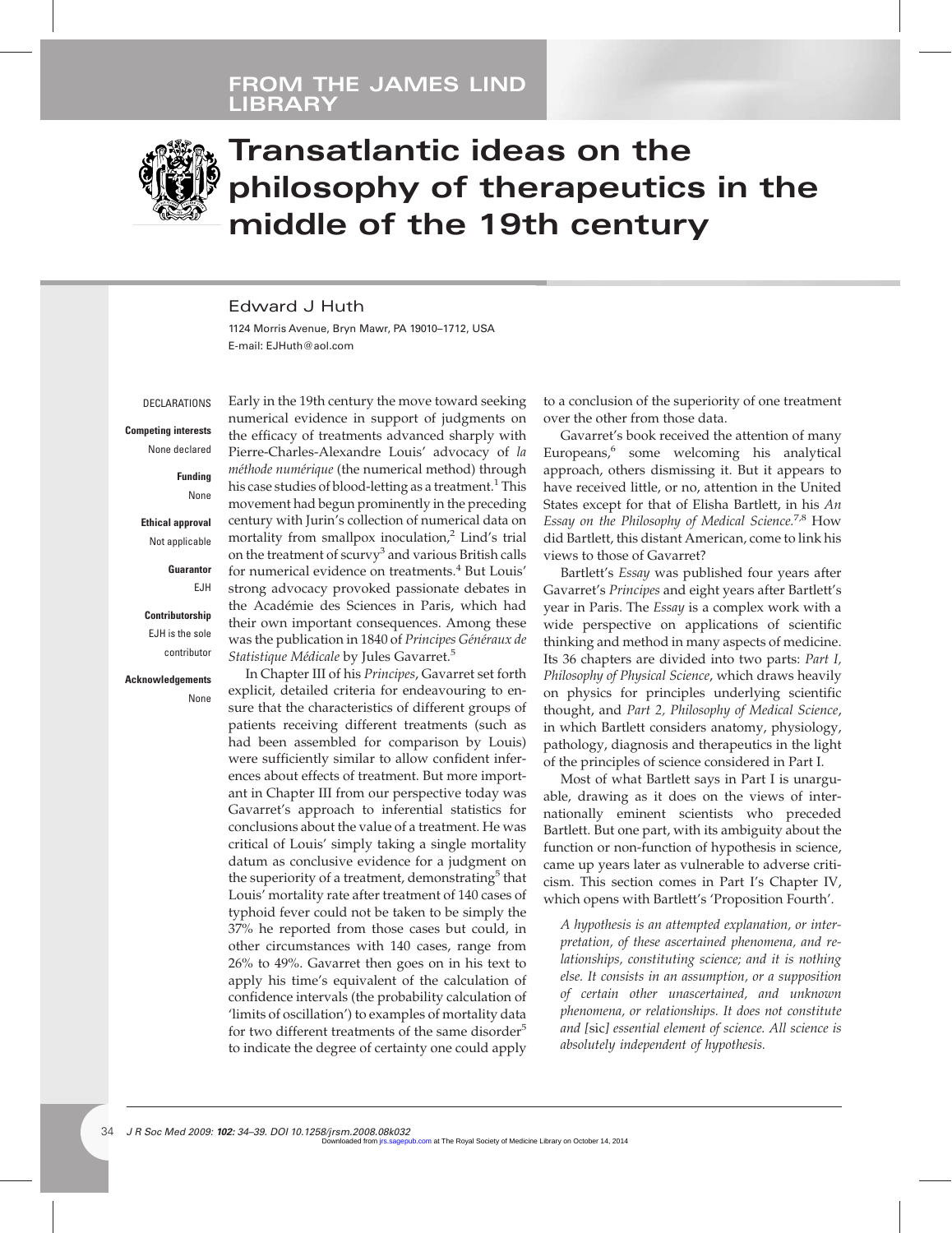## FROM THE JAMES LIND LIBRARY

# Transatlantic ideas on the philosophy of therapeutics in the middle of the 19th century

Edward J Huth

1124 Morris Avenue, Bryn Mawr, PA 19010–1712, USA
E-mail: EJHuth@aol.com

DECLARATIONS

**Competing interests**
None declared

**Funding**
None

**Ethical approval**
Not applicable

**Guarantor**
EJH

**Contributorship**
EJH is the sole contributor

**Acknowledgements**
None

Early in the 19th century the move toward seeking numerical evidence in support of judgments on the efficacy of treatments advanced sharply with Pierre-Charles-Alexandre Louis' advocacy of *la méthode numérique* (the numerical method) through his case studies of blood-letting as a treatment.[1] This movement had begun prominently in the preceding century with Jurin's collection of numerical data on mortality from smallpox inoculation,[2] Lind's trial on the treatment of scurvy[3] and various British calls for numerical evidence on treatments.[4] But Louis' strong advocacy provoked passionate debates in the Académie des Sciences in Paris, which had their own important consequences. Among these was the publication in 1840 of *Principes Généraux de Statistique Médicale* by Jules Gavarret.[5]

In Chapter III of his *Principes*, Gavarret set forth explicit, detailed criteria for endeavouring to ensure that the characteristics of different groups of patients receiving different treatments (such as had been assembled for comparison by Louis) were sufficiently similar to allow confident inferences about effects of treatment. But more important in Chapter III from our perspective today was Gavarret's approach to inferential statistics for conclusions about the value of a treatment. He was critical of Louis' simply taking a single mortality datum as conclusive evidence for a judgment on the superiority of a treatment, demonstrating[5] that Louis' mortality rate after treatment of 140 cases of typhoid fever could not be taken to be simply the 37% he reported from those cases but could, in other circumstances with 140 cases, range from 26% to 49%. Gavarret then goes on in his text to apply his time's equivalent of the calculation of confidence intervals (the probability calculation of 'limits of oscillation') to examples of mortality data for two different treatments of the same disorder[5] to indicate the degree of certainty one could apply to a conclusion of the superiority of one treatment over the other from those data.

Gavarret's book received the attention of many Europeans,[6] some welcoming his analytical approach, others dismissing it. But it appears to have received little, or no, attention in the United States except for that of Elisha Bartlett, in his *An Essay on the Philosophy of Medical Science*.[7,8] How did Bartlett, this distant American, come to link his views to those of Gavarret?

Bartlett's *Essay* was published four years after Gavarret's *Principes* and eight years after Bartlett's year in Paris. The *Essay* is a complex work with a wide perspective on applications of scientific thinking and method in many aspects of medicine. Its 36 chapters are divided into two parts: *Part I, Philosophy of Physical Science*, which draws heavily on physics for principles underlying scientific thought, and *Part 2, Philosophy of Medical Science*, in which Bartlett considers anatomy, physiology, pathology, diagnosis and therapeutics in the light of the principles of science considered in Part I.

Most of what Bartlett says in Part I is unarguable, drawing as it does on the views of internationally eminent scientists who preceded Bartlett. But one part, with its ambiguity about the function or non-function of hypothesis in science, came up years later as vulnerable to adverse criticism. This section comes in Part I's Chapter IV, which opens with Bartlett's 'Proposition Fourth'.

> *A hypothesis is an attempted explanation, or interpretation, of these ascertained phenomena, and relationships, constituting science; and it is nothing else. It consists in an assumption, or a supposition of certain other unascertained, and unknown phenomena, or relationships. It does not constitute and* [sic] *essential element of science. All science is absolutely independent of hypothesis.*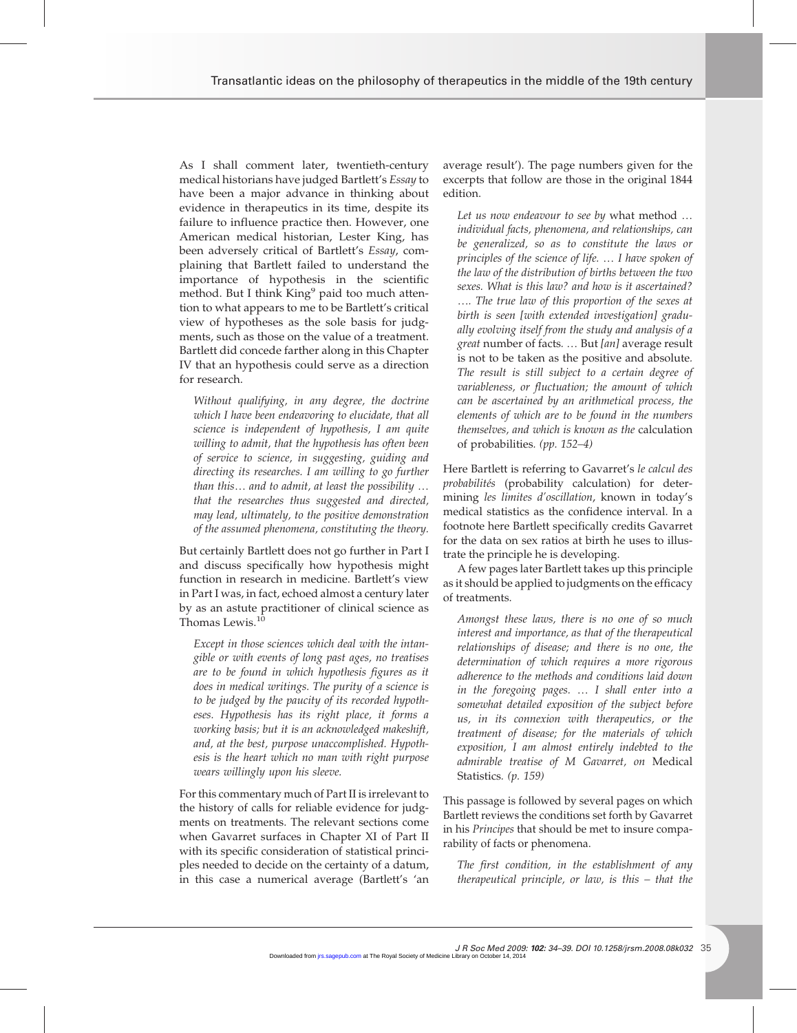As I shall comment later, twentieth-century medical historians have judged Bartlett's *Essay* to have been a major advance in thinking about evidence in therapeutics in its time, despite its failure to influence practice then. However, one American medical historian, Lester King, has been adversely critical of Bartlett's *Essay*, complaining that Bartlett failed to understand the importance of hypothesis in the scientific method. But I think King[9] paid too much attention to what appears to me to be Bartlett's critical view of hypotheses as the sole basis for judgments, such as those on the value of a treatment. Bartlett did concede farther along in this Chapter IV that an hypothesis could serve as a direction for research.

> *Without qualifying, in any degree, the doctrine which I have been endeavoring to elucidate, that all science is independent of hypothesis, I am quite willing to admit, that the hypothesis has often been of service to science, in suggesting, guiding and directing its researches. I am willing to go further than this… and to admit, at least the possibility … that the researches thus suggested and directed, may lead, ultimately, to the positive demonstration of the assumed phenomena, constituting the theory.*

But certainly Bartlett does not go further in Part I and discuss specifically how hypothesis might function in research in medicine. Bartlett's view in Part I was, in fact, echoed almost a century later by as an astute practitioner of clinical science as Thomas Lewis.[10]

> *Except in those sciences which deal with the intangible or with events of long past ages, no treatises are to be found in which hypothesis figures as it does in medical writings. The purity of a science is to be judged by the paucity of its recorded hypotheses. Hypothesis has its right place, it forms a working basis; but it is an acknowledged makeshift, and, at the best, purpose unaccomplished. Hypothesis is the heart which no man with right purpose wears willingly upon his sleeve.*

For this commentary much of Part II is irrelevant to the history of calls for reliable evidence for judgments on treatments. The relevant sections come when Gavarret surfaces in Chapter XI of Part II with its specific consideration of statistical principles needed to decide on the certainty of a datum, in this case a numerical average (Bartlett's 'an average result'). The page numbers given for the excerpts that follow are those in the original 1844 edition.

> *Let us now endeavour to see by* what method … *individual facts, phenomena, and relationships, can be generalized, so as to constitute the laws or principles of the science of life. … I have spoken of the law of the distribution of births between the two sexes. What is this law? and how is it ascertained? …. The true law of this proportion of the sexes at birth is seen [with extended investigation] gradually evolving itself from the study and analysis of a great* number of facts. … But *[an]* average result *is not to be taken as the positive and absolute. The result is still subject to a certain degree of variableness, or fluctuation; the amount of which can be ascertained by an arithmetical process, the elements of which are to be found in the numbers themselves, and which is known as the* calculation of probabilities. *(pp. 152–4)*

Here Bartlett is referring to Gavarret's *le calcul des probabilités* (probability calculation) for determining *les limites d'oscillation*, known in today's medical statistics as the confidence interval. In a footnote here Bartlett specifically credits Gavarret for the data on sex ratios at birth he uses to illustrate the principle he is developing.

A few pages later Bartlett takes up this principle as it should be applied to judgments on the efficacy of treatments.

> *Amongst these laws, there is no one of so much interest and importance, as that of the therapeutical relationships of disease; and there is no one, the determination of which requires a more rigorous adherence to the methods and conditions laid down in the foregoing pages. … I shall enter into a somewhat detailed exposition of the subject before us, in its connexion with therapeutics, or the treatment of disease; for the materials of which exposition, I am almost entirely indebted to the admirable treatise of M Gavarret, on* Medical Statistics. *(p. 159)*

This passage is followed by several pages on which Bartlett reviews the conditions set forth by Gavarret in his *Principes* that should be met to insure comparability of facts or phenomena.

> *The first condition, in the establishment of any therapeutical principle, or law, is this – that the*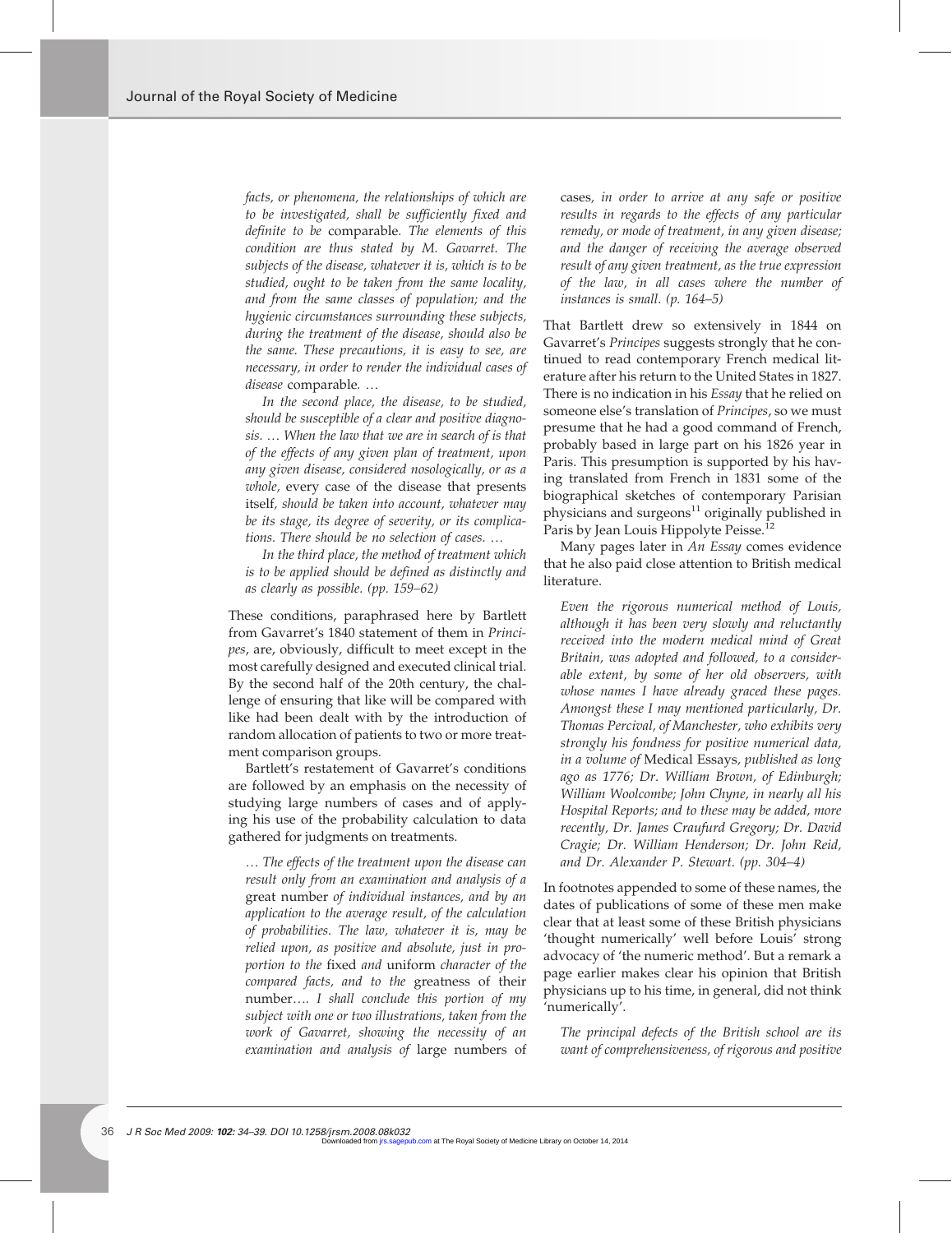*facts, or phenomena, the relationships of which are to be investigated, shall be sufficiently fixed and definite to be* comparable. *The elements of this condition are thus stated by M. Gavarret. The subjects of the disease, whatever it is, which is to be studied, ought to be taken from the same locality, and from the same classes of population; and the hygienic circumstances surrounding these subjects, during the treatment of the disease, should also be the same. These precautions, it is easy to see, are necessary, in order to render the individual cases of disease* comparable. …

*In the second place, the disease, to be studied, should be susceptible of a clear and positive diagnosis. … When the law that we are in search of is that of the effects of any given plan of treatment, upon any given disease, considered nosologically, or as a whole,* every case of the disease that presents itself*, should be taken into account, whatever may be its stage, its degree of severity, or its complications. There should be no selection of cases. …*

*In the third place, the method of treatment which is to be applied should be defined as distinctly and as clearly as possible. (pp. 159–62)*

These conditions, paraphrased here by Bartlett from Gavarret's 1840 statement of them in *Principes*, are, obviously, difficult to meet except in the most carefully designed and executed clinical trial. By the second half of the 20th century, the challenge of ensuring that like will be compared with like had been dealt with by the introduction of random allocation of patients to two or more treatment comparison groups.

Bartlett's restatement of Gavarret's conditions are followed by an emphasis on the necessity of studying large numbers of cases and of applying his use of the probability calculation to data gathered for judgments on treatments.

*… The effects of the treatment upon the disease can result only from an examination and analysis of a* great number *of individual instances, and by an application to the average result, of the calculation of probabilities. The law, whatever it is, may be relied upon, as positive and absolute, just in proportion to the* fixed *and* uniform *character of the compared facts, and to the* greatness of their number*…. I shall conclude this portion of my subject with one or two illustrations, taken from the work of Gavarret, showing the necessity of an examination and analysis of* large numbers of cases*, in order to arrive at any safe or positive results in regards to the effects of any particular remedy, or mode of treatment, in any given disease; and the danger of receiving the average observed result of any given treatment, as the true expression of the law, in all cases where the number of instances is small. (p. 164–5)*

That Bartlett drew so extensively in 1844 on Gavarret's *Principes* suggests strongly that he continued to read contemporary French medical literature after his return to the United States in 1827. There is no indication in his *Essay* that he relied on someone else's translation of *Principes*, so we must presume that he had a good command of French, probably based in large part on his 1826 year in Paris. This presumption is supported by his having translated from French in 1831 some of the biographical sketches of contemporary Parisian physicians and surgeons[11] originally published in Paris by Jean Louis Hippolyte Peisse.[12]

Many pages later in *An Essay* comes evidence that he also paid close attention to British medical literature.

*Even the rigorous numerical method of Louis, although it has been very slowly and reluctantly received into the modern medical mind of Great Britain, was adopted and followed, to a considerable extent, by some of her old observers, with whose names I have already graced these pages. Amongst these I may mentioned particularly, Dr. Thomas Percival, of Manchester, who exhibits very strongly his fondness for positive numerical data, in a volume of* Medical Essays*, published as long ago as 1776; Dr. William Brown, of Edinburgh; William Woolcombe; John Chyne, in nearly all his Hospital Reports; and to these may be added, more recently, Dr. James Craufurd Gregory; Dr. David Cragie; Dr. William Henderson; Dr. John Reid, and Dr. Alexander P. Stewart. (pp. 304–4)*

In footnotes appended to some of these names, the dates of publications of some of these men make clear that at least some of these British physicians 'thought numerically' well before Louis' strong advocacy of 'the numeric method'. But a remark a page earlier makes clear his opinion that British physicians up to his time, in general, did not think 'numerically'.

*The principal defects of the British school are its want of comprehensiveness, of rigorous and positive*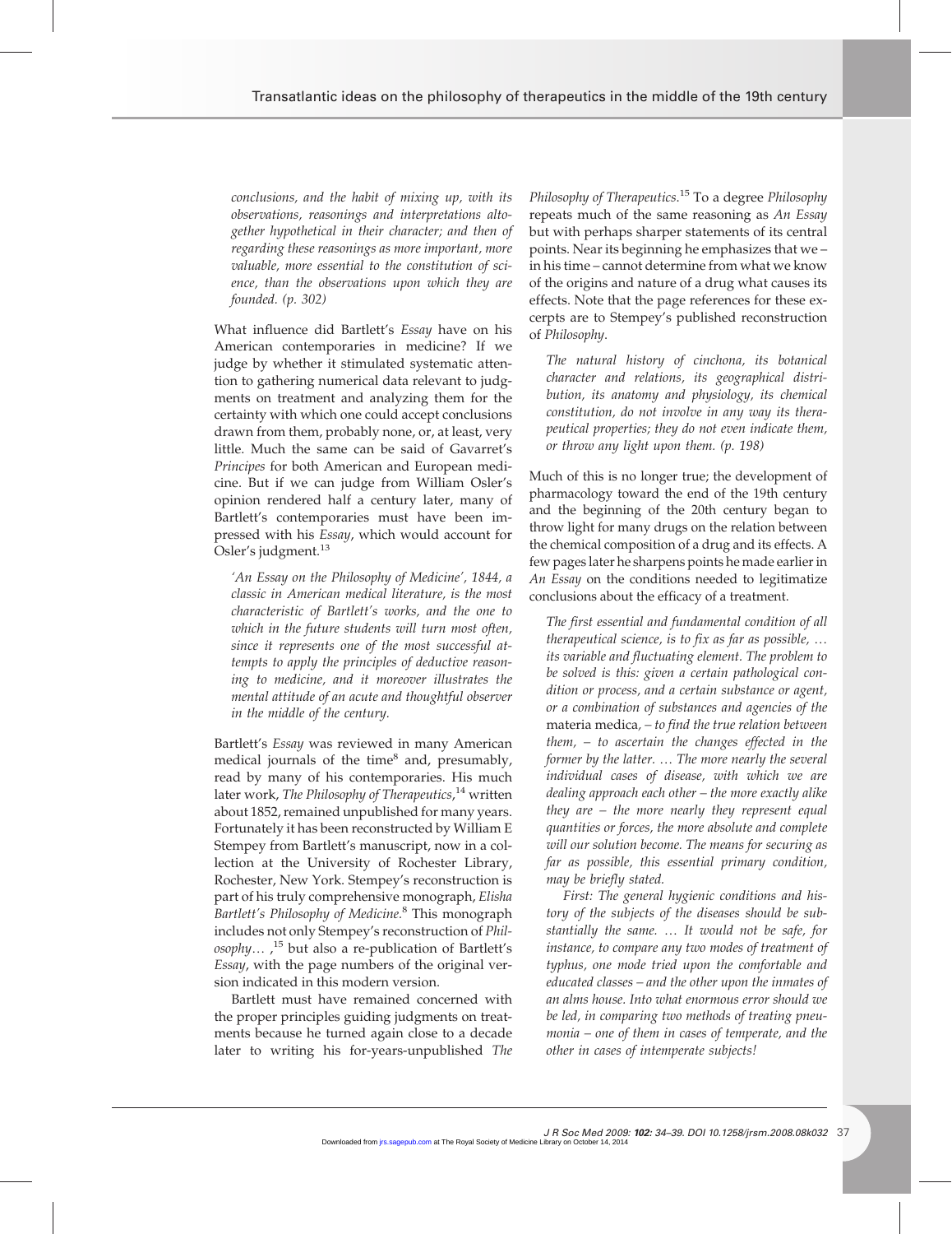*conclusions, and the habit of mixing up, with its observations, reasonings and interpretations altogether hypothetical in their character; and then of regarding these reasonings as more important, more valuable, more essential to the constitution of science, than the observations upon which they are founded. (p. 302)*

What influence did Bartlett's *Essay* have on his American contemporaries in medicine? If we judge by whether it stimulated systematic attention to gathering numerical data relevant to judgments on treatment and analyzing them for the certainty with which one could accept conclusions drawn from them, probably none, or, at least, very little. Much the same can be said of Gavarret's *Principes* for both American and European medicine. But if we can judge from William Osler's opinion rendered half a century later, many of Bartlett's contemporaries must have been impressed with his *Essay*, which would account for Osler's judgment.[13]

*'An Essay on the Philosophy of Medicine', 1844, a classic in American medical literature, is the most characteristic of Bartlett's works, and the one to which in the future students will turn most often, since it represents one of the most successful attempts to apply the principles of deductive reasoning to medicine, and it moreover illustrates the mental attitude of an acute and thoughtful observer in the middle of the century.*

Bartlett's *Essay* was reviewed in many American medical journals of the time[8] and, presumably, read by many of his contemporaries. His much later work, *The Philosophy of Therapeutics*,[14] written about 1852, remained unpublished for many years. Fortunately it has been reconstructed by William E Stempey from Bartlett's manuscript, now in a collection at the University of Rochester Library, Rochester, New York. Stempey's reconstruction is part of his truly comprehensive monograph, *Elisha Bartlett's Philosophy of Medicine.*[8] This monograph includes not only Stempey's reconstruction of *Philosophy…* ,[15] but also a re-publication of Bartlett's *Essay*, with the page numbers of the original version indicated in this modern version.

Bartlett must have remained concerned with the proper principles guiding judgments on treatments because he turned again close to a decade later to writing his for-years-unpublished *The Philosophy of Therapeutics*.[15] To a degree *Philosophy* repeats much of the same reasoning as *An Essay* but with perhaps sharper statements of its central points. Near its beginning he emphasizes that we – in his time – cannot determine from what we know of the origins and nature of a drug what causes its effects. Note that the page references for these excerpts are to Stempey's published reconstruction of *Philosophy*.

*The natural history of cinchona, its botanical character and relations, its geographical distribution, its anatomy and physiology, its chemical constitution, do not involve in any way its therapeutical properties; they do not even indicate them, or throw any light upon them. (p. 198)*

Much of this is no longer true; the development of pharmacology toward the end of the 19th century and the beginning of the 20th century began to throw light for many drugs on the relation between the chemical composition of a drug and its effects. A few pages later he sharpens points he made earlier in *An Essay* on the conditions needed to legitimatize conclusions about the efficacy of a treatment.

*The first essential and fundamental condition of all therapeutical science, is to fix as far as possible, … its variable and fluctuating element. The problem to be solved is this: given a certain pathological condition or process, and a certain substance or agent, or a combination of substances and agencies of the* materia medica, *– to find the true relation between them, – to ascertain the changes effected in the former by the latter. … The more nearly the several individual cases of disease, with which we are dealing approach each other – the more exactly alike they are – the more nearly they represent equal quantities or forces, the more absolute and complete will our solution become. The means for securing as far as possible, this essential primary condition, may be briefly stated.*

*First: The general hygienic conditions and history of the subjects of the diseases should be substantially the same. … It would not be safe, for instance, to compare any two modes of treatment of typhus, one mode tried upon the comfortable and educated classes – and the other upon the inmates of an alms house. Into what enormous error should we be led, in comparing two methods of treating pneumonia – one of them in cases of temperate, and the other in cases of intemperate subjects!*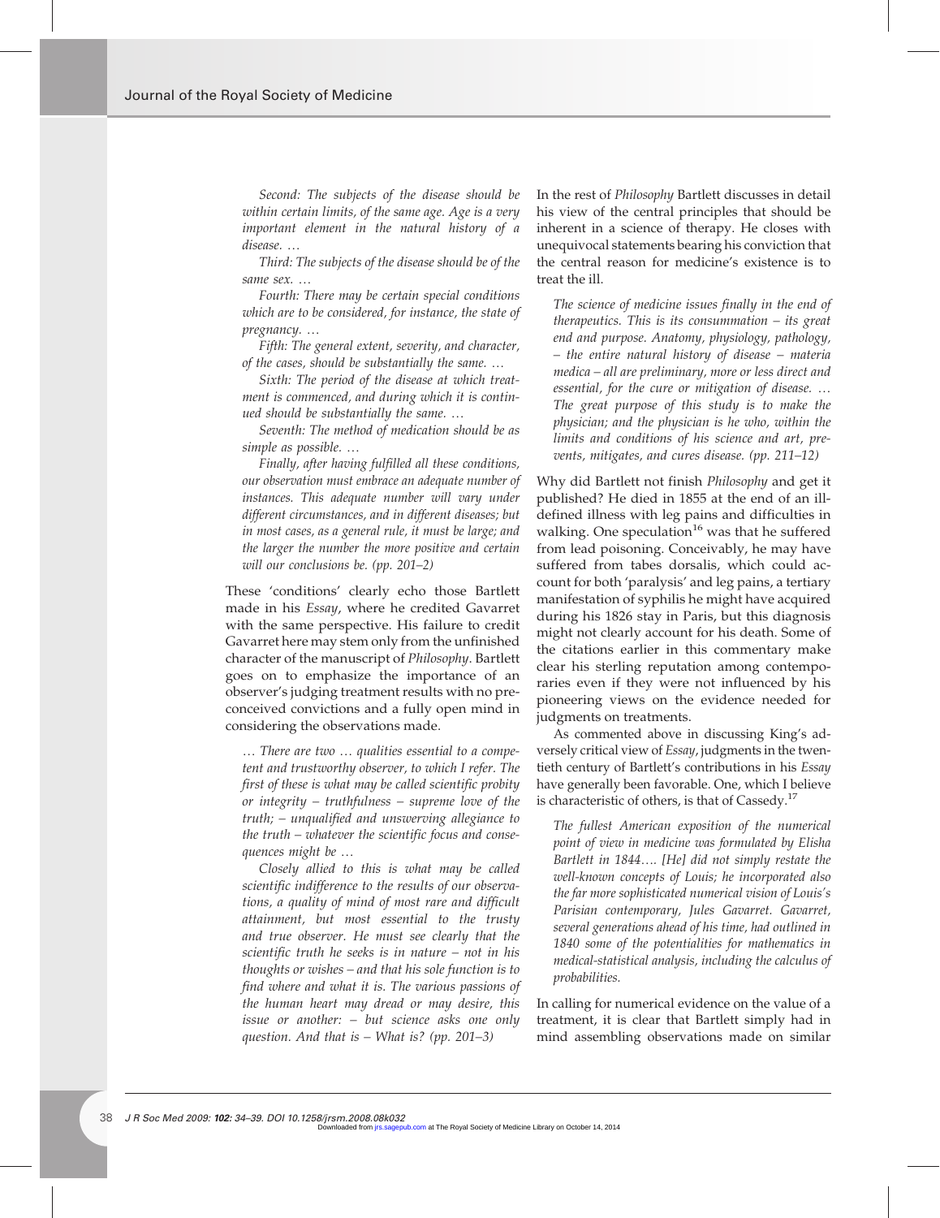*Second: The subjects of the disease should be within certain limits, of the same age. Age is a very important element in the natural history of a disease. …*

*Third: The subjects of the disease should be of the same sex. …*

*Fourth: There may be certain special conditions which are to be considered, for instance, the state of pregnancy. …*

*Fifth: The general extent, severity, and character, of the cases, should be substantially the same. …*

*Sixth: The period of the disease at which treatment is commenced, and during which it is continued should be substantially the same. …*

*Seventh: The method of medication should be as simple as possible. …*

*Finally, after having fulfilled all these conditions, our observation must embrace an adequate number of instances. This adequate number will vary under different circumstances, and in different diseases; but in most cases, as a general rule, it must be large; and the larger the number the more positive and certain will our conclusions be. (pp. 201–2)*

These 'conditions' clearly echo those Bartlett made in his *Essay*, where he credited Gavarret with the same perspective. His failure to credit Gavarret here may stem only from the unfinished character of the manuscript of *Philosophy*. Bartlett goes on to emphasize the importance of an observer's judging treatment results with no preconceived convictions and a fully open mind in considering the observations made.

*… There are two … qualities essential to a competent and trustworthy observer, to which I refer. The first of these is what may be called scientific probity or integrity – truthfulness – supreme love of the truth; – unqualified and unswerving allegiance to the truth – whatever the scientific focus and consequences might be …*

*Closely allied to this is what may be called scientific indifference to the results of our observations, a quality of mind of most rare and difficult attainment, but most essential to the trusty and true observer. He must see clearly that the scientific truth he seeks is in nature – not in his thoughts or wishes – and that his sole function is to find where and what it is. The various passions of the human heart may dread or may desire, this issue or another: – but science asks one only question. And that is – What is? (pp. 201–3)*

In the rest of *Philosophy* Bartlett discusses in detail his view of the central principles that should be inherent in a science of therapy. He closes with unequivocal statements bearing his conviction that the central reason for medicine's existence is to treat the ill.

*The science of medicine issues finally in the end of therapeutics. This is its consummation – its great end and purpose. Anatomy, physiology, pathology, – the entire natural history of disease – materia medica – all are preliminary, more or less direct and essential, for the cure or mitigation of disease. … The great purpose of this study is to make the physician; and the physician is he who, within the limits and conditions of his science and art, prevents, mitigates, and cures disease. (pp. 211–12)*

Why did Bartlett not finish *Philosophy* and get it published? He died in 1855 at the end of an ill-defined illness with leg pains and difficulties in walking. One speculation[16] was that he suffered from lead poisoning. Conceivably, he may have suffered from tabes dorsalis, which could account for both 'paralysis' and leg pains, a tertiary manifestation of syphilis he might have acquired during his 1826 stay in Paris, but this diagnosis might not clearly account for his death. Some of the citations earlier in this commentary make clear his sterling reputation among contemporaries even if they were not influenced by his pioneering views on the evidence needed for judgments on treatments.

As commented above in discussing King's adversely critical view of *Essay*, judgments in the twentieth century of Bartlett's contributions in his *Essay* have generally been favorable. One, which I believe is characteristic of others, is that of Cassedy.[17]

*The fullest American exposition of the numerical point of view in medicine was formulated by Elisha Bartlett in 1844…. [He] did not simply restate the well-known concepts of Louis; he incorporated also the far more sophisticated numerical vision of Louis's Parisian contemporary, Jules Gavarret. Gavarret, several generations ahead of his time, had outlined in 1840 some of the potentialities for mathematics in medical-statistical analysis, including the calculus of probabilities.*

In calling for numerical evidence on the value of a treatment, it is clear that Bartlett simply had in mind assembling observations made on similar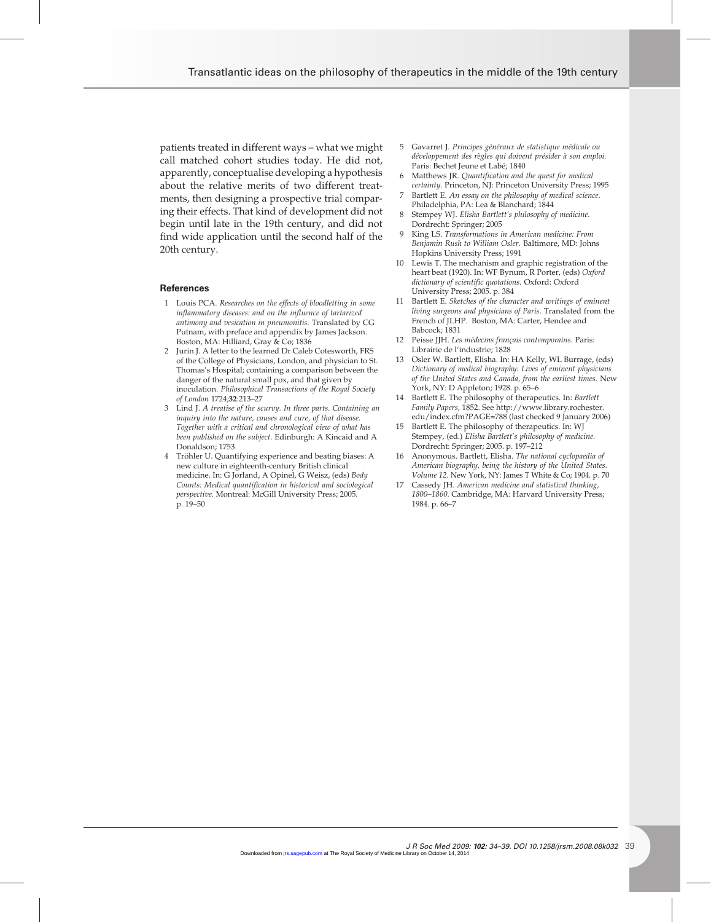patients treated in different ways – what we might call matched cohort studies today. He did not, apparently, conceptualise developing a hypothesis about the relative merits of two different treatments, then designing a prospective trial comparing their effects. That kind of development did not begin until late in the 19th century, and did not find wide application until the second half of the 20th century.

### References

1. Louis PCA. *Researches on the effects of bloodletting in some inflammatory diseases: and on the influence of tartarized antimony and vesication in pneumonitis.* Translated by CG Putnam, with preface and appendix by James Jackson. Boston, MA: Hilliard, Gray & Co; 1836
2. Jurin J. A letter to the learned Dr Caleb Cotesworth, FRS of the College of Physicians, London, and physician to St. Thomas's Hospital; containing a comparison between the danger of the natural small pox, and that given by inoculation. *Philosophical Transactions of the Royal Society of London* 1724;**32**:213–27
3. Lind J. *A treatise of the scurvy. In three parts. Containing an inquiry into the nature, causes and cure, of that disease. Together with a critical and chronological view of what has been published on the subject.* Edinburgh: A Kincaid and A Donaldson; 1753
4. Tröhler U. Quantifying experience and beating biases: A new culture in eighteenth-century British clinical medicine. In: G Jorland, A Opinel, G Weisz, (eds) *Body Counts: Medical quantification in historical and sociological perspective.* Montreal: McGill University Press; 2005. p. 19–50
5. Gavarret J. *Principes généraux de statistique médicale ou développement des règles qui doivent présider à son emploi.* Paris: Bechet Jeune et Labé; 1840
6. Matthews JR. *Quantification and the quest for medical certainty.* Princeton, NJ: Princeton University Press; 1995
7. Bartlett E. *An essay on the philosophy of medical science.* Philadelphia, PA: Lea & Blanchard; 1844
8. Stempey WJ. *Elisha Bartlett's philosophy of medicine.* Dordrecht: Springer; 2005
9. King LS. *Transformations in American medicine: From Benjamin Rush to William Osler.* Baltimore, MD: Johns Hopkins University Press; 1991
10. Lewis T. The mechanism and graphic registration of the heart beat (1920). In: WF Bynum, R Porter, (eds) *Oxford dictionary of scientific quotations.* Oxford: Oxford University Press; 2005. p. 384
11. Bartlett E. *Sketches of the character and writings of eminent living surgeons and physicians of Paris.* Translated from the French of JLHP. Boston, MA: Carter, Hendee and Babcock; 1831
12. Peisse JJH. *Les médecins français contemporains.* Paris: Librairie de l'industrie; 1828
13. Osler W. Bartlett, Elisha. In: HA Kelly, WL Burrage, (eds) *Dictionary of medical biography: Lives of eminent physicians of the United States and Canada, from the earliest times.* New York, NY: D Appleton; 1928. p. 65–6
14. Bartlett E. The philosophy of therapeutics. In: *Bartlett Family Papers*, 1852. See http://www.library.rochester.edu/index.cfm?PAGE=788 (last checked 9 January 2006)
15. Bartlett E. The philosophy of therapeutics. In: WJ Stempey, (ed.) *Elisha Bartlett's philosophy of medicine.* Dordrecht: Springer; 2005. p. 197–212
16. Anonymous. Bartlett, Elisha. *The national cyclopaedia of American biography, being the history of the United States. Volume 12.* New York, NY: James T White & Co; 1904. p. 70
17. Cassedy JH. *American medicine and statistical thinking, 1800–1860.* Cambridge, MA: Harvard University Press; 1984. p. 66–7